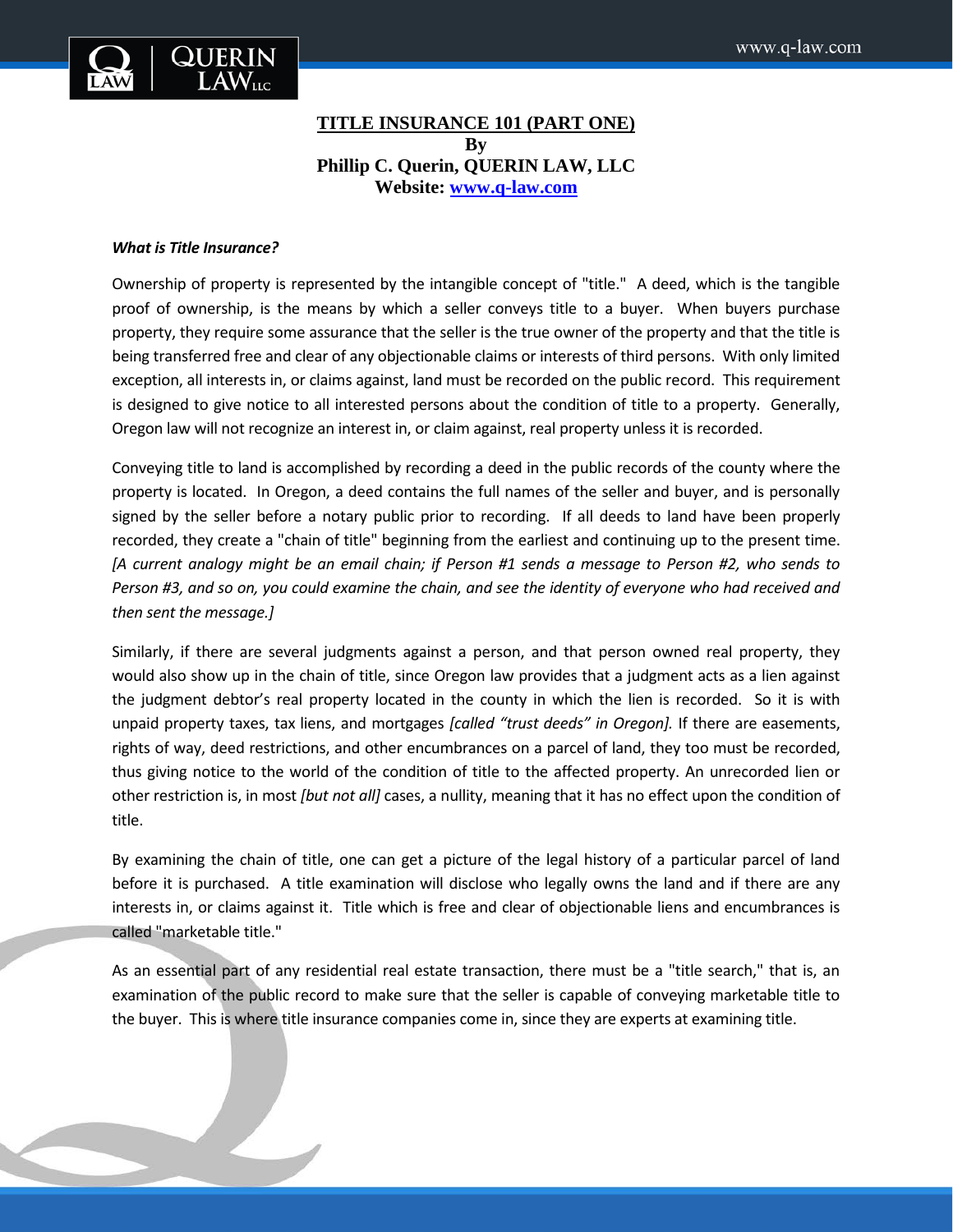# TITLE INSURANCE 101 (PART ONE)

**By**

**Phillip C. Querin, QUERIN LAW, LLC**

**Website: [www.q-law.com](http://www.q-law.com)**

***What is Title Insurance?***

Ownership of property is represented by the intangible concept of "title." A deed, which is the tangible proof of ownership, is the means by which a seller conveys title to a buyer. When buyers purchase property, they require some assurance that the seller is the true owner of the property and that the title is being transferred free and clear of any objectionable claims or interests of third persons. With only limited exception, all interests in, or claims against, land must be recorded on the public record. This requirement is designed to give notice to all interested persons about the condition of title to a property. Generally, Oregon law will not recognize an interest in, or claim against, real property unless it is recorded.

Conveying title to land is accomplished by recording a deed in the public records of the county where the property is located. In Oregon, a deed contains the full names of the seller and buyer, and is personally signed by the seller before a notary public prior to recording. If all deeds to land have been properly recorded, they create a "chain of title" beginning from the earliest and continuing up to the present time. *[A current analogy might be an email chain; if Person #1 sends a message to Person #2, who sends to Person #3, and so on, you could examine the chain, and see the identity of everyone who had received and then sent the message.]*

Similarly, if there are several judgments against a person, and that person owned real property, they would also show up in the chain of title, since Oregon law provides that a judgment acts as a lien against the judgment debtor's real property located in the county in which the lien is recorded. So it is with unpaid property taxes, tax liens, and mortgages *[called "trust deeds" in Oregon].* If there are easements, rights of way, deed restrictions, and other encumbrances on a parcel of land, they too must be recorded, thus giving notice to the world of the condition of title to the affected property. An unrecorded lien or other restriction is, in most *[but not all]* cases, a nullity, meaning that it has no effect upon the condition of title.

By examining the chain of title, one can get a picture of the legal history of a particular parcel of land before it is purchased. A title examination will disclose who legally owns the land and if there are any interests in, or claims against it. Title which is free and clear of objectionable liens and encumbrances is called "marketable title."

As an essential part of any residential real estate transaction, there must be a "title search," that is, an examination of the public record to make sure that the seller is capable of conveying marketable title to the buyer. This is where title insurance companies come in, since they are experts at examining title.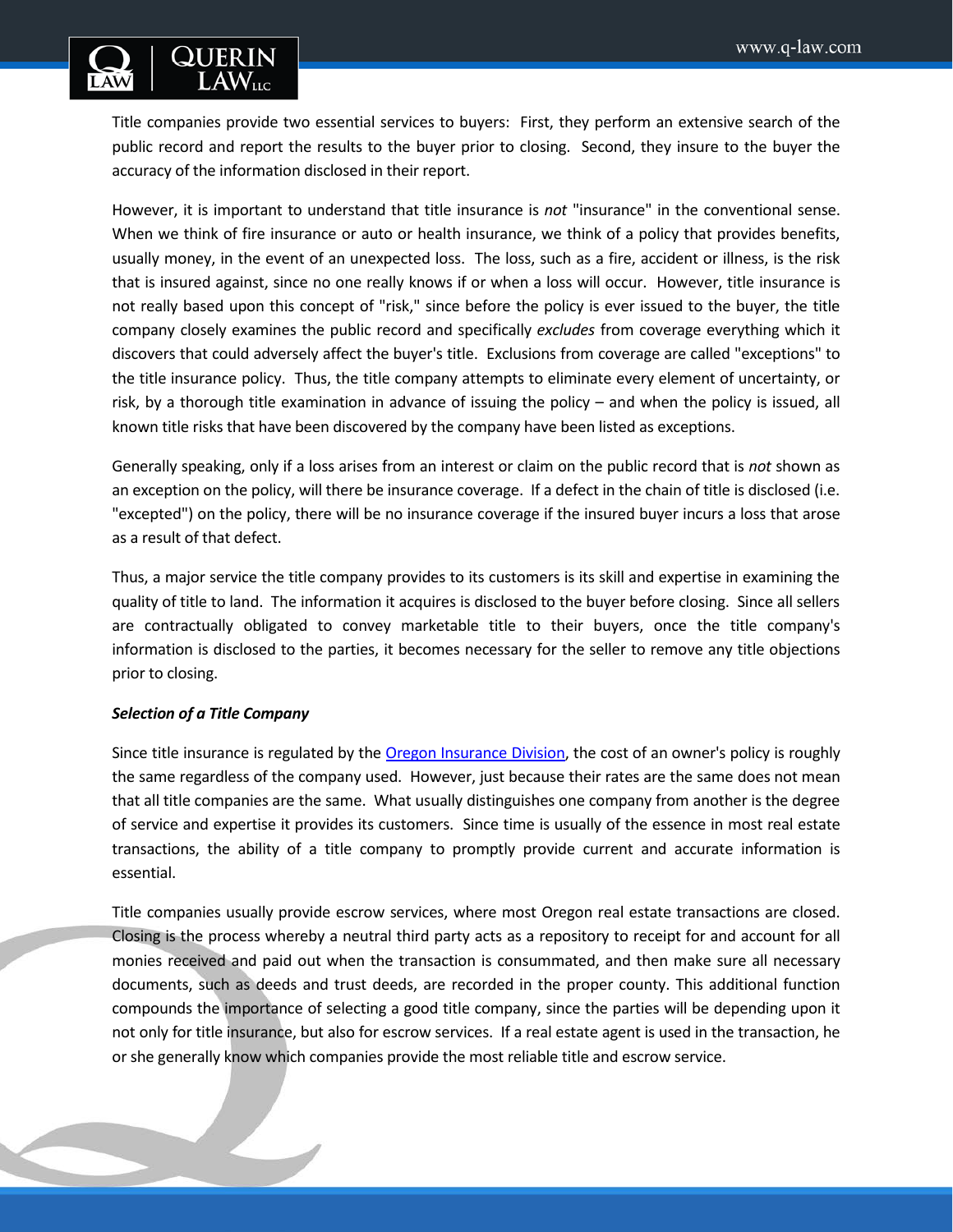Title companies provide two essential services to buyers: First, they perform an extensive search of the public record and report the results to the buyer prior to closing. Second, they insure to the buyer the accuracy of the information disclosed in their report.

However, it is important to understand that title insurance is *not* "insurance" in the conventional sense. When we think of fire insurance or auto or health insurance, we think of a policy that provides benefits, usually money, in the event of an unexpected loss. The loss, such as a fire, accident or illness, is the risk that is insured against, since no one really knows if or when a loss will occur. However, title insurance is not really based upon this concept of "risk," since before the policy is ever issued to the buyer, the title company closely examines the public record and specifically *excludes* from coverage everything which it discovers that could adversely affect the buyer's title. Exclusions from coverage are called "exceptions" to the title insurance policy. Thus, the title company attempts to eliminate every element of uncertainty, or risk, by a thorough title examination in advance of issuing the policy – and when the policy is issued, all known title risks that have been discovered by the company have been listed as exceptions.

Generally speaking, only if a loss arises from an interest or claim on the public record that is *not* shown as an exception on the policy, will there be insurance coverage. If a defect in the chain of title is disclosed (i.e. "excepted") on the policy, there will be no insurance coverage if the insured buyer incurs a loss that arose as a result of that defect.

Thus, a major service the title company provides to its customers is its skill and expertise in examining the quality of title to land. The information it acquires is disclosed to the buyer before closing. Since all sellers are contractually obligated to convey marketable title to their buyers, once the title company's information is disclosed to the parties, it becomes necessary for the seller to remove any title objections prior to closing.

***Selection of a Title Company***

Since title insurance is regulated by the [Oregon Insurance Division](), the cost of an owner's policy is roughly the same regardless of the company used. However, just because their rates are the same does not mean that all title companies are the same. What usually distinguishes one company from another is the degree of service and expertise it provides its customers. Since time is usually of the essence in most real estate transactions, the ability of a title company to promptly provide current and accurate information is essential.

Title companies usually provide escrow services, where most Oregon real estate transactions are closed. Closing is the process whereby a neutral third party acts as a repository to receipt for and account for all monies received and paid out when the transaction is consummated, and then make sure all necessary documents, such as deeds and trust deeds, are recorded in the proper county. This additional function compounds the importance of selecting a good title company, since the parties will be depending upon it not only for title insurance, but also for escrow services. If a real estate agent is used in the transaction, he or she generally know which companies provide the most reliable title and escrow service.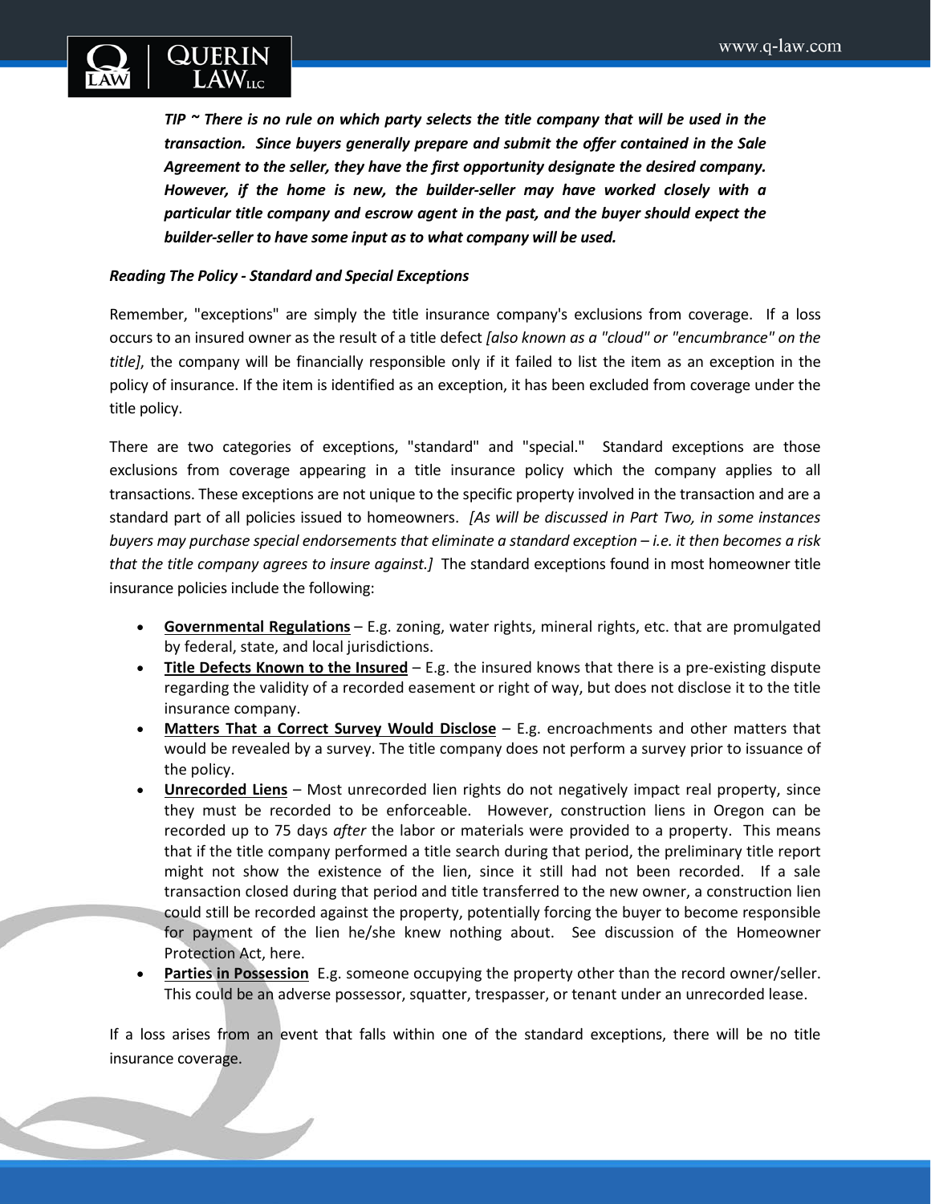***TIP ~ There is no rule on which party selects the title company that will be used in the transaction. Since buyers generally prepare and submit the offer contained in the Sale Agreement to the seller, they have the first opportunity designate the desired company. However, if the home is new, the builder-seller may have worked closely with a particular title company and escrow agent in the past, and the buyer should expect the builder-seller to have some input as to what company will be used.***

***Reading The Policy - Standard and Special Exceptions***

Remember, "exceptions" are simply the title insurance company's exclusions from coverage. If a loss occurs to an insured owner as the result of a title defect *[also known as a "cloud" or "encumbrance" on the title]*, the company will be financially responsible only if it failed to list the item as an exception in the policy of insurance. If the item is identified as an exception, it has been excluded from coverage under the title policy.

There are two categories of exceptions, "standard" and "special." Standard exceptions are those exclusions from coverage appearing in a title insurance policy which the company applies to all transactions. These exceptions are not unique to the specific property involved in the transaction and are a standard part of all policies issued to homeowners. *[As will be discussed in Part Two, in some instances buyers may purchase special endorsements that eliminate a standard exception – i.e. it then becomes a risk that the title company agrees to insure against.]* The standard exceptions found in most homeowner title insurance policies include the following:

- **<u>Governmental Regulations</u>** – E.g. zoning, water rights, mineral rights, etc. that are promulgated by federal, state, and local jurisdictions.
- **<u>Title Defects Known to the Insured</u>** – E.g. the insured knows that there is a pre-existing dispute regarding the validity of a recorded easement or right of way, but does not disclose it to the title insurance company.
- **<u>Matters That a Correct Survey Would Disclose</u>** – E.g. encroachments and other matters that would be revealed by a survey. The title company does not perform a survey prior to issuance of the policy.
- **<u>Unrecorded Liens</u>** – Most unrecorded lien rights do not negatively impact real property, since they must be recorded to be enforceable. However, construction liens in Oregon can be recorded up to 75 days *after* the labor or materials were provided to a property. This means that if the title company performed a title search during that period, the preliminary title report might not show the existence of the lien, since it still had not been recorded. If a sale transaction closed during that period and title transferred to the new owner, a construction lien could still be recorded against the property, potentially forcing the buyer to become responsible for payment of the lien he/she knew nothing about. See discussion of the Homeowner Protection Act, here.
- **<u>Parties in Possession</u>** E.g. someone occupying the property other than the record owner/seller. This could be an adverse possessor, squatter, trespasser, or tenant under an unrecorded lease.

If a loss arises from an event that falls within one of the standard exceptions, there will be no title insurance coverage.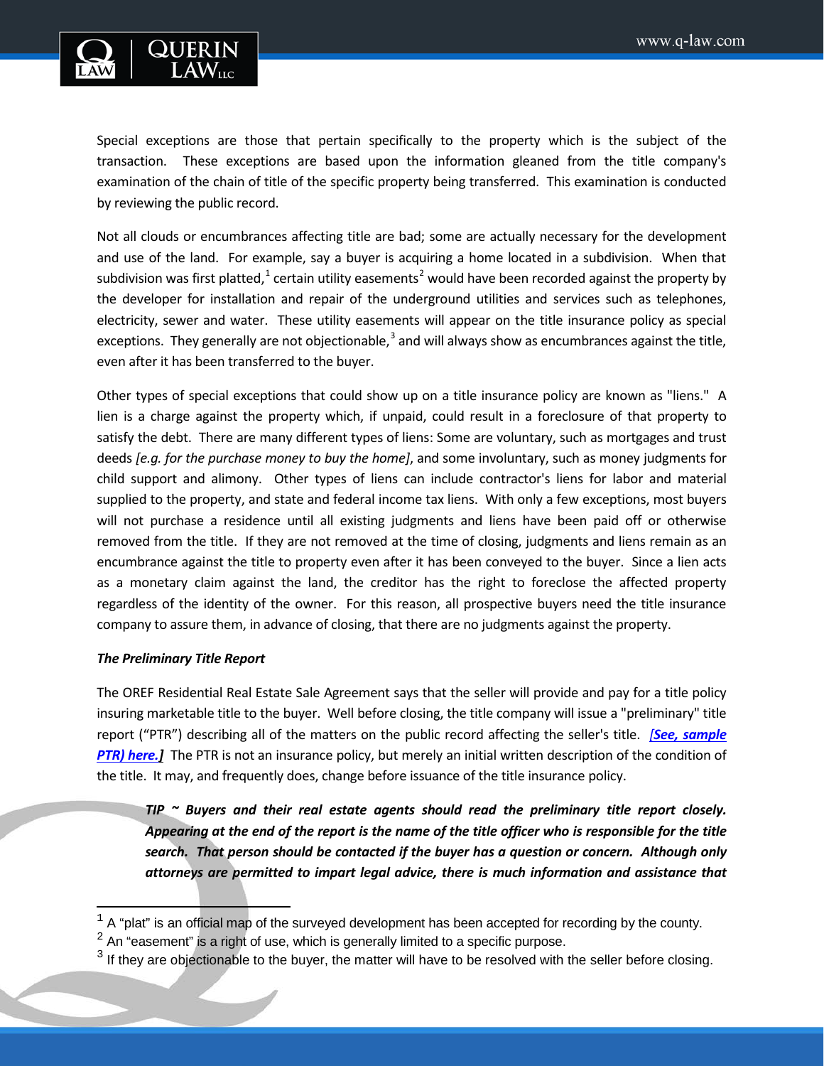Special exceptions are those that pertain specifically to the property which is the subject of the transaction. These exceptions are based upon the information gleaned from the title company's examination of the chain of title of the specific property being transferred. This examination is conducted by reviewing the public record.

Not all clouds or encumbrances affecting title are bad; some are actually necessary for the development and use of the land. For example, say a buyer is acquiring a home located in a subdivision. When that subdivision was first platted,[1] certain utility easements[2] would have been recorded against the property by the developer for installation and repair of the underground utilities and services such as telephones, electricity, sewer and water. These utility easements will appear on the title insurance policy as special exceptions. They generally are not objectionable,[3] and will always show as encumbrances against the title, even after it has been transferred to the buyer.

Other types of special exceptions that could show up on a title insurance policy are known as "liens." A lien is a charge against the property which, if unpaid, could result in a foreclosure of that property to satisfy the debt. There are many different types of liens: Some are voluntary, such as mortgages and trust deeds *[e.g. for the purchase money to buy the home]*, and some involuntary, such as money judgments for child support and alimony. Other types of liens can include contractor's liens for labor and material supplied to the property, and state and federal income tax liens. With only a few exceptions, most buyers will not purchase a residence until all existing judgments and liens have been paid off or otherwise removed from the title. If they are not removed at the time of closing, judgments and liens remain as an encumbrance against the title to property even after it has been conveyed to the buyer. Since a lien acts as a monetary claim against the land, the creditor has the right to foreclose the affected property regardless of the identity of the owner. For this reason, all prospective buyers need the title insurance company to assure them, in advance of closing, that there are no judgments against the property.

***The Preliminary Title Report***

The OREF Residential Real Estate Sale Agreement says that the seller will provide and pay for a title policy insuring marketable title to the buyer. Well before closing, the title company will issue a "preliminary" title report ("PTR") describing all of the matters on the public record affecting the seller's title. ***[See, sample PTR) here.]*** The PTR is not an insurance policy, but merely an initial written description of the condition of the title. It may, and frequently does, change before issuance of the title insurance policy.

> ***TIP ~ Buyers and their real estate agents should read the preliminary title report closely. Appearing at the end of the report is the name of the title officer who is responsible for the title search. That person should be contacted if the buyer has a question or concern. Although only attorneys are permitted to impart legal advice, there is much information and assistance that***

---

[1] A "plat" is an official map of the surveyed development has been accepted for recording by the county.

[2] An "easement" is a right of use, which is generally limited to a specific purpose.

[3] If they are objectionable to the buyer, the matter will have to be resolved with the seller before closing.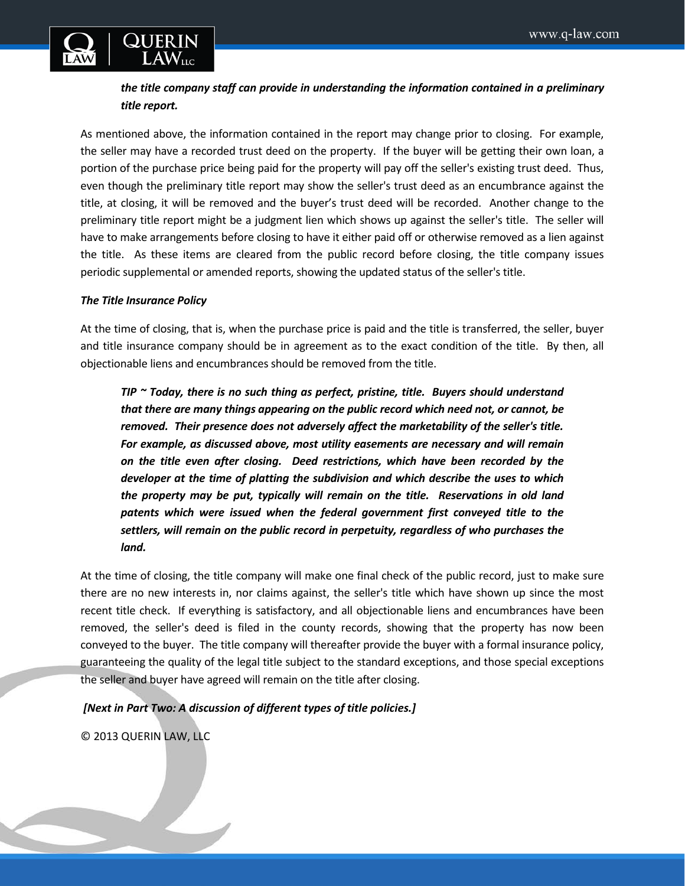***the title company staff can provide in understanding the information contained in a preliminary title report.***

As mentioned above, the information contained in the report may change prior to closing. For example, the seller may have a recorded trust deed on the property. If the buyer will be getting their own loan, a portion of the purchase price being paid for the property will pay off the seller's existing trust deed. Thus, even though the preliminary title report may show the seller's trust deed as an encumbrance against the title, at closing, it will be removed and the buyer's trust deed will be recorded. Another change to the preliminary title report might be a judgment lien which shows up against the seller's title. The seller will have to make arrangements before closing to have it either paid off or otherwise removed as a lien against the title. As these items are cleared from the public record before closing, the title company issues periodic supplemental or amended reports, showing the updated status of the seller's title.

***The Title Insurance Policy***

At the time of closing, that is, when the purchase price is paid and the title is transferred, the seller, buyer and title insurance company should be in agreement as to the exact condition of the title. By then, all objectionable liens and encumbrances should be removed from the title.

> ***TIP ~ Today, there is no such thing as perfect, pristine, title. Buyers should understand that there are many things appearing on the public record which need not, or cannot, be removed. Their presence does not adversely affect the marketability of the seller's title. For example, as discussed above, most utility easements are necessary and will remain on the title even after closing. Deed restrictions, which have been recorded by the developer at the time of platting the subdivision and which describe the uses to which the property may be put, typically will remain on the title. Reservations in old land patents which were issued when the federal government first conveyed title to the settlers, will remain on the public record in perpetuity, regardless of who purchases the land.***

At the time of closing, the title company will make one final check of the public record, just to make sure there are no new interests in, nor claims against, the seller's title which have shown up since the most recent title check. If everything is satisfactory, and all objectionable liens and encumbrances have been removed, the seller's deed is filed in the county records, showing that the property has now been conveyed to the buyer. The title company will thereafter provide the buyer with a formal insurance policy, guaranteeing the quality of the legal title subject to the standard exceptions, and those special exceptions the seller and buyer have agreed will remain on the title after closing.

***[Next in Part Two: A discussion of different types of title policies.]***

© 2013 QUERIN LAW, LLC